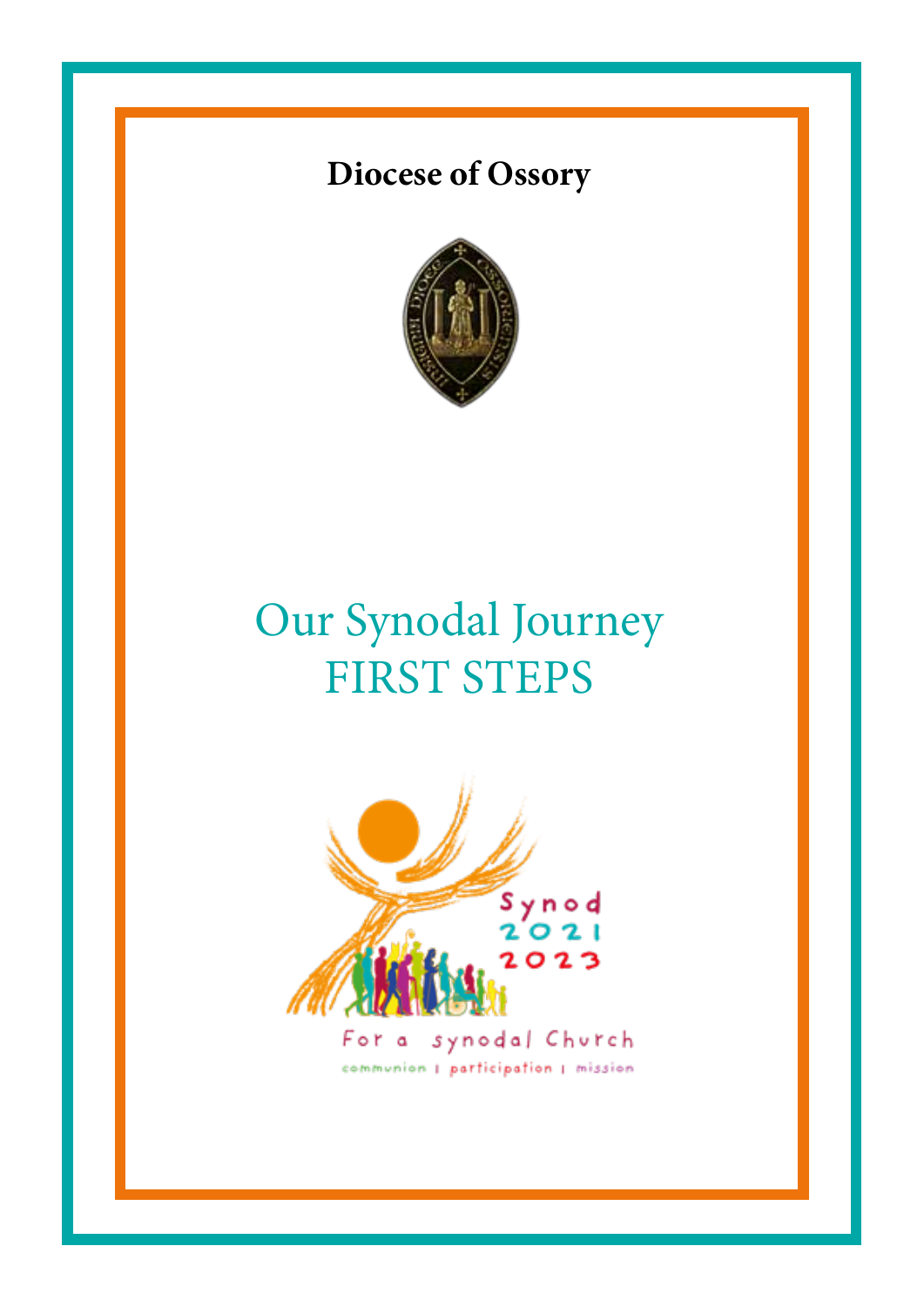**Diocese of Ossory**

# Our Synodal Journey
# FIRST STEPS

Synod 2021 2023

For a synodal Church

communion | participation | mission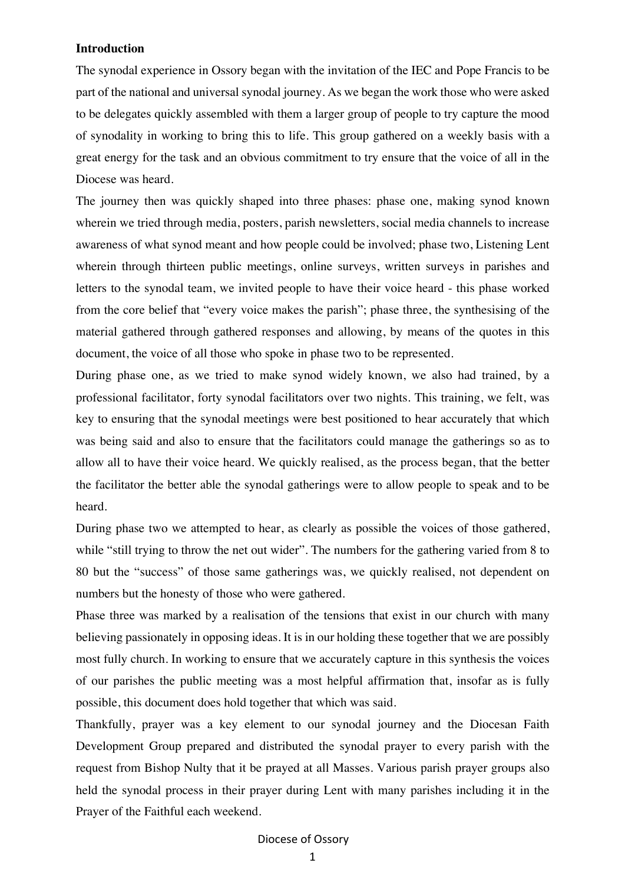**Introduction**

The synodal experience in Ossory began with the invitation of the IEC and Pope Francis to be part of the national and universal synodal journey. As we began the work those who were asked to be delegates quickly assembled with them a larger group of people to try capture the mood of synodality in working to bring this to life. This group gathered on a weekly basis with a great energy for the task and an obvious commitment to try ensure that the voice of all in the Diocese was heard.

The journey then was quickly shaped into three phases: phase one, making synod known wherein we tried through media, posters, parish newsletters, social media channels to increase awareness of what synod meant and how people could be involved; phase two, Listening Lent wherein through thirteen public meetings, online surveys, written surveys in parishes and letters to the synodal team, we invited people to have their voice heard - this phase worked from the core belief that "every voice makes the parish"; phase three, the synthesising of the material gathered through gathered responses and allowing, by means of the quotes in this document, the voice of all those who spoke in phase two to be represented.

During phase one, as we tried to make synod widely known, we also had trained, by a professional facilitator, forty synodal facilitators over two nights. This training, we felt, was key to ensuring that the synodal meetings were best positioned to hear accurately that which was being said and also to ensure that the facilitators could manage the gatherings so as to allow all to have their voice heard. We quickly realised, as the process began, that the better the facilitator the better able the synodal gatherings were to allow people to speak and to be heard.

During phase two we attempted to hear, as clearly as possible the voices of those gathered, while "still trying to throw the net out wider". The numbers for the gathering varied from 8 to 80 but the "success" of those same gatherings was, we quickly realised, not dependent on numbers but the honesty of those who were gathered.

Phase three was marked by a realisation of the tensions that exist in our church with many believing passionately in opposing ideas. It is in our holding these together that we are possibly most fully church. In working to ensure that we accurately capture in this synthesis the voices of our parishes the public meeting was a most helpful affirmation that, insofar as is fully possible, this document does hold together that which was said.

Thankfully, prayer was a key element to our synodal journey and the Diocesan Faith Development Group prepared and distributed the synodal prayer to every parish with the request from Bishop Nulty that it be prayed at all Masses. Various parish prayer groups also held the synodal process in their prayer during Lent with many parishes including it in the Prayer of the Faithful each weekend.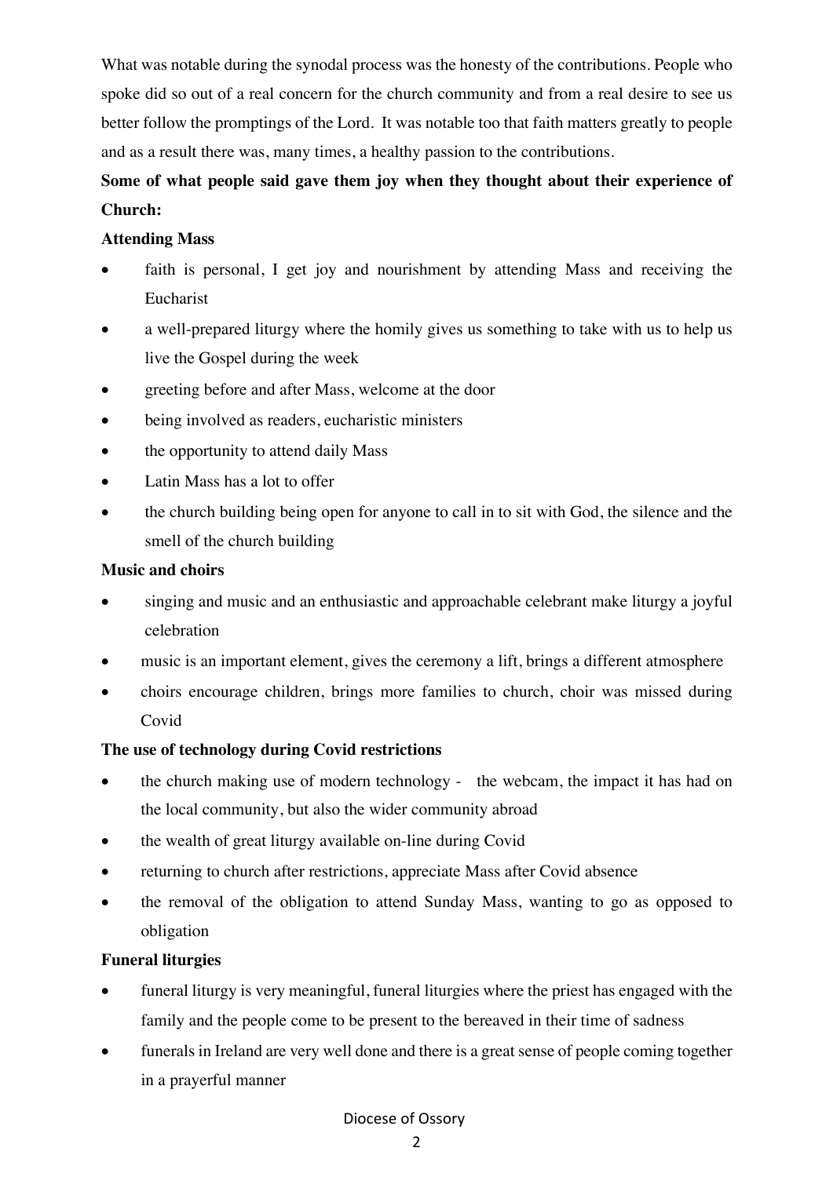What was notable during the synodal process was the honesty of the contributions. People who spoke did so out of a real concern for the church community and from a real desire to see us better follow the promptings of the Lord. It was notable too that faith matters greatly to people and as a result there was, many times, a healthy passion to the contributions.

**Some of what people said gave them joy when they thought about their experience of Church:**

**Attending Mass**

- faith is personal, I get joy and nourishment by attending Mass and receiving the Eucharist
- a well-prepared liturgy where the homily gives us something to take with us to help us live the Gospel during the week
- greeting before and after Mass, welcome at the door
- being involved as readers, eucharistic ministers
- the opportunity to attend daily Mass
- Latin Mass has a lot to offer
- the church building being open for anyone to call in to sit with God, the silence and the smell of the church building

**Music and choirs**

- singing and music and an enthusiastic and approachable celebrant make liturgy a joyful celebration
- music is an important element, gives the ceremony a lift, brings a different atmosphere
- choirs encourage children, brings more families to church, choir was missed during Covid

**The use of technology during Covid restrictions**

- the church making use of modern technology - the webcam, the impact it has had on the local community, but also the wider community abroad
- the wealth of great liturgy available on-line during Covid
- returning to church after restrictions, appreciate Mass after Covid absence
- the removal of the obligation to attend Sunday Mass, wanting to go as opposed to obligation

**Funeral liturgies**

- funeral liturgy is very meaningful, funeral liturgies where the priest has engaged with the family and the people come to be present to the bereaved in their time of sadness
- funerals in Ireland are very well done and there is a great sense of people coming together in a prayerful manner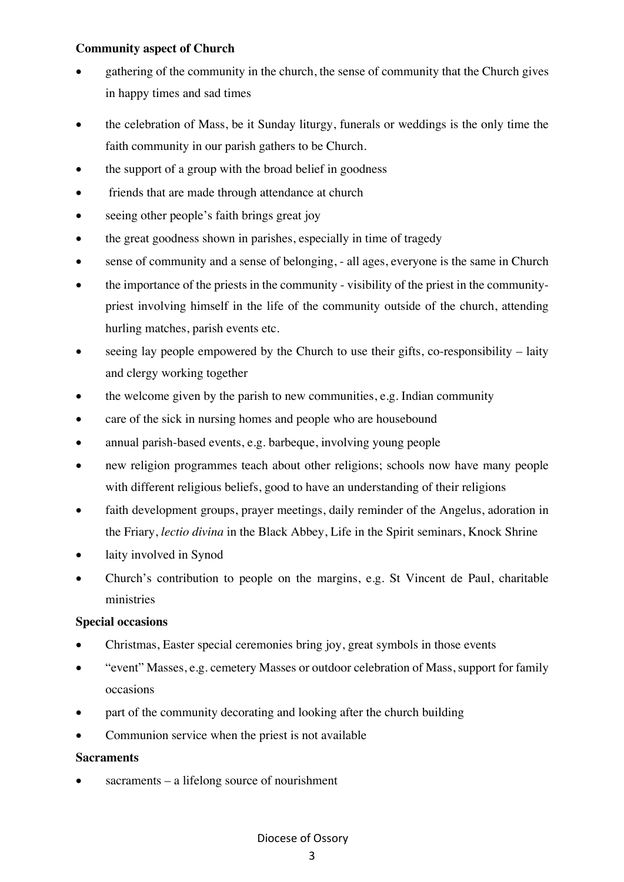**Community aspect of Church**

- gathering of the community in the church, the sense of community that the Church gives in happy times and sad times
- the celebration of Mass, be it Sunday liturgy, funerals or weddings is the only time the faith community in our parish gathers to be Church.
- the support of a group with the broad belief in goodness
- friends that are made through attendance at church
- seeing other people's faith brings great joy
- the great goodness shown in parishes, especially in time of tragedy
- sense of community and a sense of belonging, - all ages, everyone is the same in Church
- the importance of the priests in the community - visibility of the priest in the community- priest involving himself in the life of the community outside of the church, attending hurling matches, parish events etc.
- seeing lay people empowered by the Church to use their gifts, co-responsibility – laity and clergy working together
- the welcome given by the parish to new communities, e.g. Indian community
- care of the sick in nursing homes and people who are housebound
- annual parish-based events, e.g. barbeque, involving young people
- new religion programmes teach about other religions; schools now have many people with different religious beliefs, good to have an understanding of their religions
- faith development groups, prayer meetings, daily reminder of the Angelus, adoration in the Friary, *lectio divina* in the Black Abbey, Life in the Spirit seminars, Knock Shrine
- laity involved in Synod
- Church's contribution to people on the margins, e.g. St Vincent de Paul, charitable ministries

**Special occasions**

- Christmas, Easter special ceremonies bring joy, great symbols in those events
- "event" Masses, e.g. cemetery Masses or outdoor celebration of Mass, support for family occasions
- part of the community decorating and looking after the church building
- Communion service when the priest is not available

**Sacraments**

- sacraments – a lifelong source of nourishment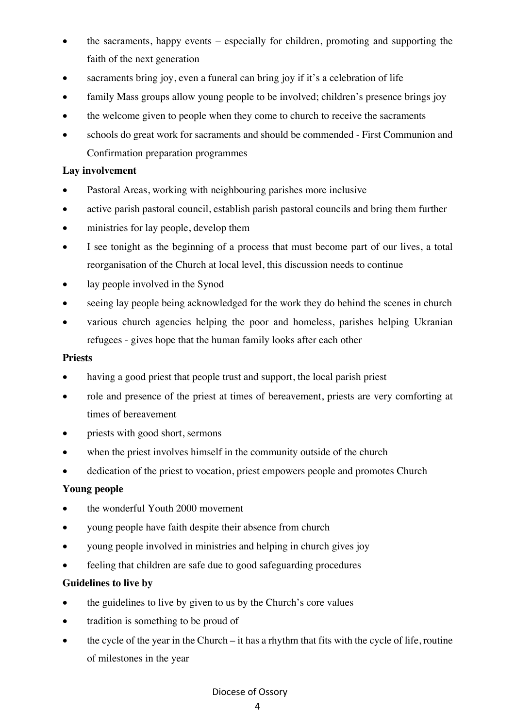- the sacraments, happy events – especially for children, promoting and supporting the faith of the next generation
- sacraments bring joy, even a funeral can bring joy if it's a celebration of life
- family Mass groups allow young people to be involved; children's presence brings joy
- the welcome given to people when they come to church to receive the sacraments
- schools do great work for sacraments and should be commended - First Communion and Confirmation preparation programmes

**Lay involvement**

- Pastoral Areas, working with neighbouring parishes more inclusive
- active parish pastoral council, establish parish pastoral councils and bring them further
- ministries for lay people, develop them
- I see tonight as the beginning of a process that must become part of our lives, a total reorganisation of the Church at local level, this discussion needs to continue
- lay people involved in the Synod
- seeing lay people being acknowledged for the work they do behind the scenes in church
- various church agencies helping the poor and homeless, parishes helping Ukranian refugees - gives hope that the human family looks after each other

**Priests**

- having a good priest that people trust and support, the local parish priest
- role and presence of the priest at times of bereavement, priests are very comforting at times of bereavement
- priests with good short, sermons
- when the priest involves himself in the community outside of the church
- dedication of the priest to vocation, priest empowers people and promotes Church

**Young people**

- the wonderful Youth 2000 movement
- young people have faith despite their absence from church
- young people involved in ministries and helping in church gives joy
- feeling that children are safe due to good safeguarding procedures

**Guidelines to live by**

- the guidelines to live by given to us by the Church's core values
- tradition is something to be proud of
- the cycle of the year in the Church – it has a rhythm that fits with the cycle of life, routine of milestones in the year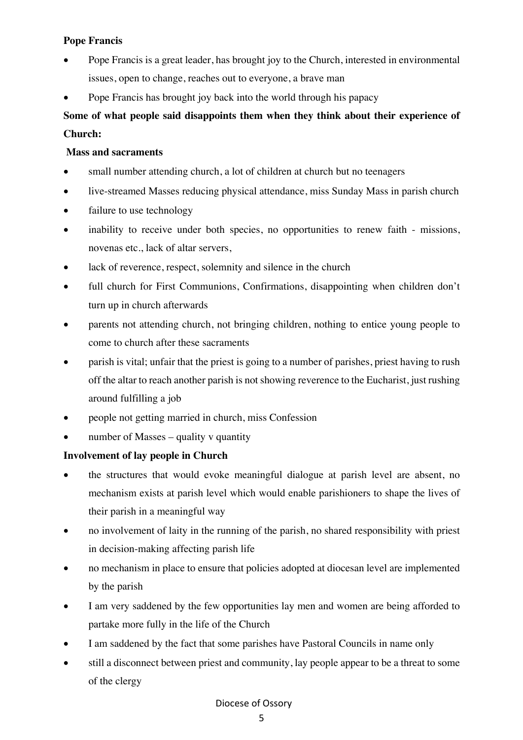**Pope Francis**

- Pope Francis is a great leader, has brought joy to the Church, interested in environmental issues, open to change, reaches out to everyone, a brave man
- Pope Francis has brought joy back into the world through his papacy

**Some of what people said disappoints them when they think about their experience of Church:**

**Mass and sacraments**

- small number attending church, a lot of children at church but no teenagers
- live-streamed Masses reducing physical attendance, miss Sunday Mass in parish church
- failure to use technology
- inability to receive under both species, no opportunities to renew faith - missions, novenas etc., lack of altar servers,
- lack of reverence, respect, solemnity and silence in the church
- full church for First Communions, Confirmations, disappointing when children don't turn up in church afterwards
- parents not attending church, not bringing children, nothing to entice young people to come to church after these sacraments
- parish is vital; unfair that the priest is going to a number of parishes, priest having to rush off the altar to reach another parish is not showing reverence to the Eucharist, just rushing around fulfilling a job
- people not getting married in church, miss Confession
- number of Masses – quality v quantity

**Involvement of lay people in Church**

- the structures that would evoke meaningful dialogue at parish level are absent, no mechanism exists at parish level which would enable parishioners to shape the lives of their parish in a meaningful way
- no involvement of laity in the running of the parish, no shared responsibility with priest in decision-making affecting parish life
- no mechanism in place to ensure that policies adopted at diocesan level are implemented by the parish
- I am very saddened by the few opportunities lay men and women are being afforded to partake more fully in the life of the Church
- I am saddened by the fact that some parishes have Pastoral Councils in name only
- still a disconnect between priest and community, lay people appear to be a threat to some of the clergy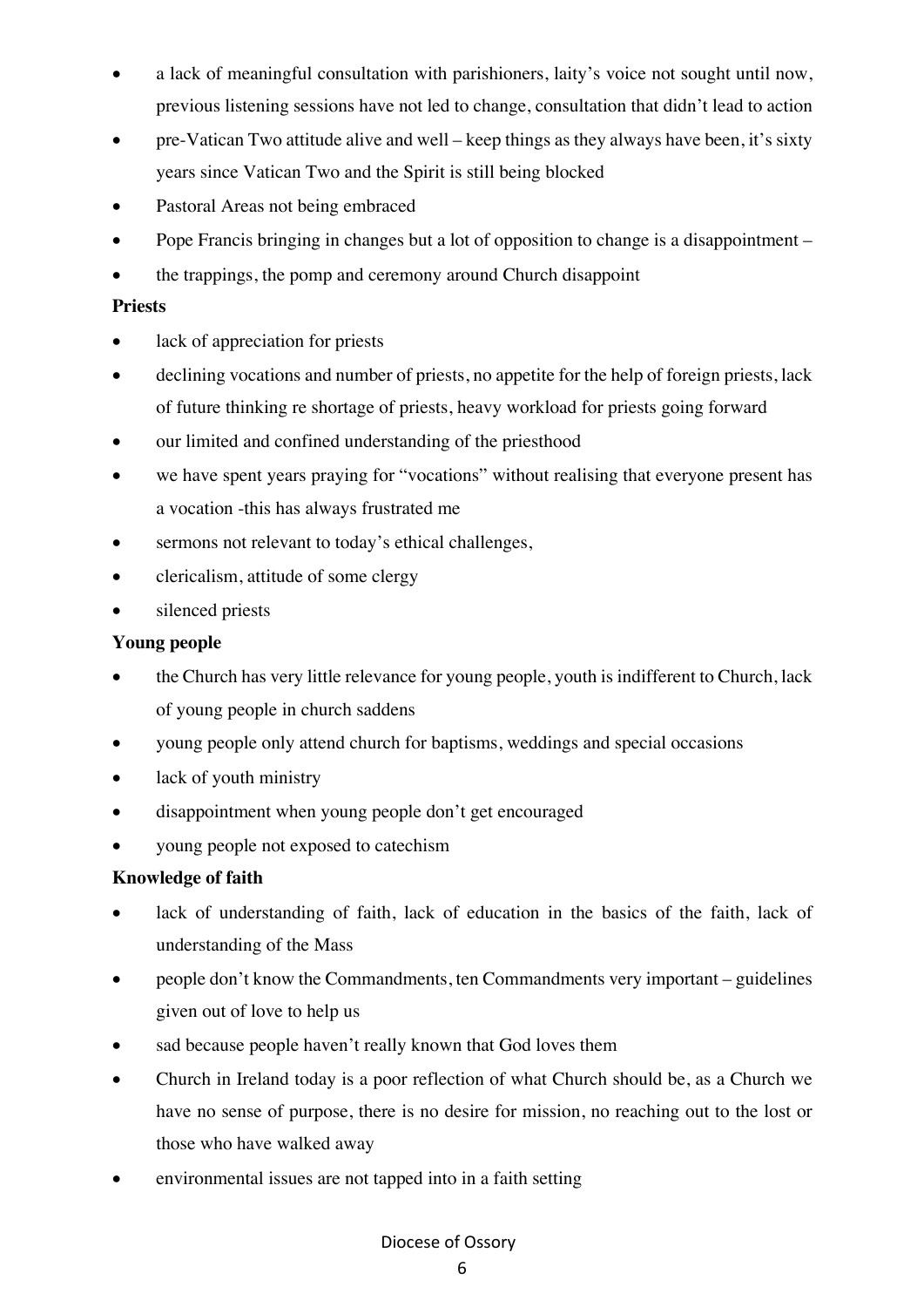- a lack of meaningful consultation with parishioners, laity's voice not sought until now, previous listening sessions have not led to change, consultation that didn't lead to action
- pre-Vatican Two attitude alive and well – keep things as they always have been, it's sixty years since Vatican Two and the Spirit is still being blocked
- Pastoral Areas not being embraced
- Pope Francis bringing in changes but a lot of opposition to change is a disappointment –
- the trappings, the pomp and ceremony around Church disappoint

**Priests**

- lack of appreciation for priests
- declining vocations and number of priests, no appetite for the help of foreign priests, lack of future thinking re shortage of priests, heavy workload for priests going forward
- our limited and confined understanding of the priesthood
- we have spent years praying for "vocations" without realising that everyone present has a vocation -this has always frustrated me
- sermons not relevant to today's ethical challenges,
- clericalism, attitude of some clergy
- silenced priests

**Young people**

- the Church has very little relevance for young people, youth is indifferent to Church, lack of young people in church saddens
- young people only attend church for baptisms, weddings and special occasions
- lack of youth ministry
- disappointment when young people don't get encouraged
- young people not exposed to catechism

**Knowledge of faith**

- lack of understanding of faith, lack of education in the basics of the faith, lack of understanding of the Mass
- people don't know the Commandments, ten Commandments very important – guidelines given out of love to help us
- sad because people haven't really known that God loves them
- Church in Ireland today is a poor reflection of what Church should be, as a Church we have no sense of purpose, there is no desire for mission, no reaching out to the lost or those who have walked away
- environmental issues are not tapped into in a faith setting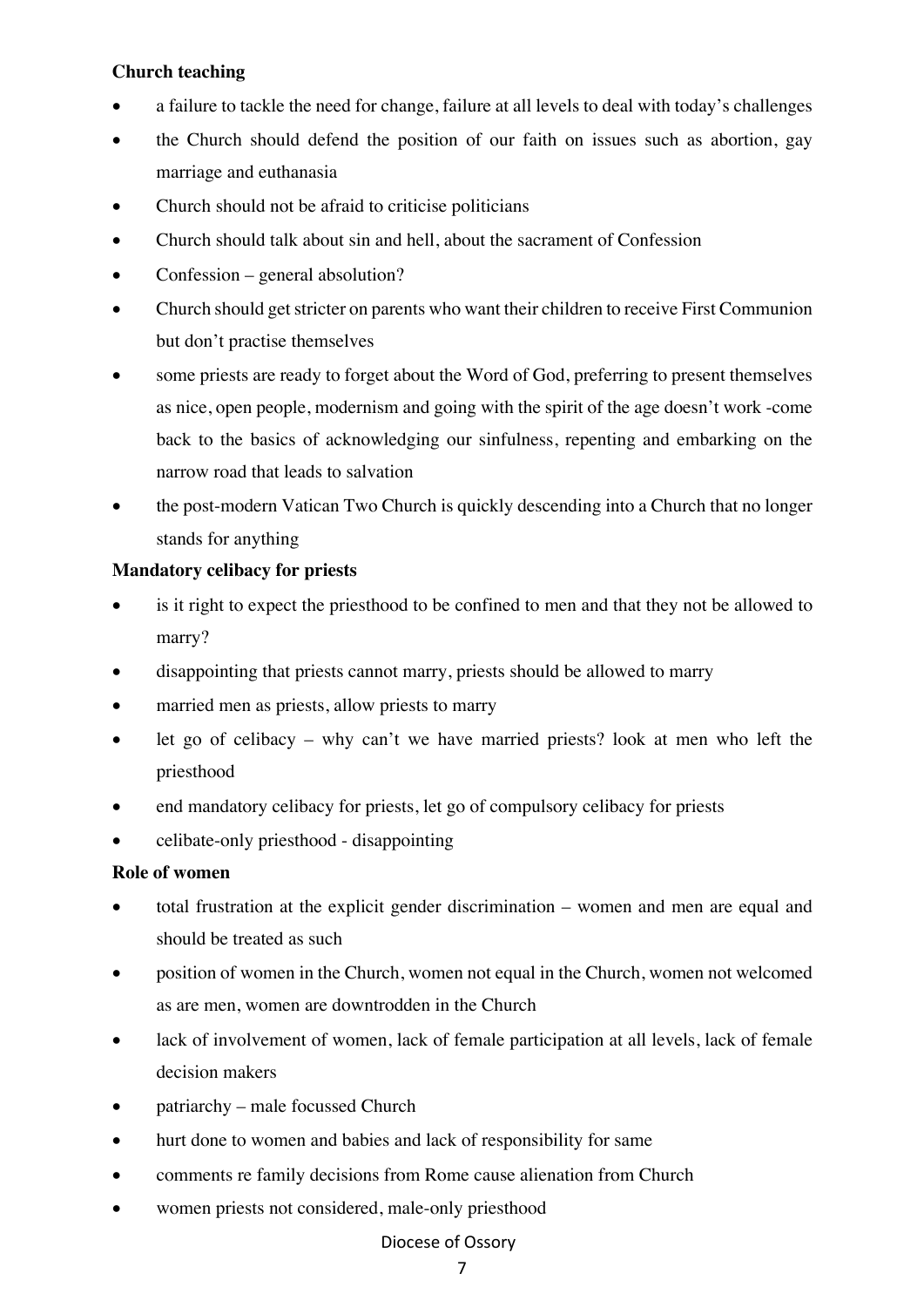**Church teaching**

- a failure to tackle the need for change, failure at all levels to deal with today's challenges
- the Church should defend the position of our faith on issues such as abortion, gay marriage and euthanasia
- Church should not be afraid to criticise politicians
- Church should talk about sin and hell, about the sacrament of Confession
- Confession – general absolution?
- Church should get stricter on parents who want their children to receive First Communion but don't practise themselves
- some priests are ready to forget about the Word of God, preferring to present themselves as nice, open people, modernism and going with the spirit of the age doesn't work -come back to the basics of acknowledging our sinfulness, repenting and embarking on the narrow road that leads to salvation
- the post-modern Vatican Two Church is quickly descending into a Church that no longer stands for anything

**Mandatory celibacy for priests**

- is it right to expect the priesthood to be confined to men and that they not be allowed to marry?
- disappointing that priests cannot marry, priests should be allowed to marry
- married men as priests, allow priests to marry
- let go of celibacy – why can't we have married priests? look at men who left the priesthood
- end mandatory celibacy for priests, let go of compulsory celibacy for priests
- celibate-only priesthood - disappointing

**Role of women**

- total frustration at the explicit gender discrimination – women and men are equal and should be treated as such
- position of women in the Church, women not equal in the Church, women not welcomed as are men, women are downtrodden in the Church
- lack of involvement of women, lack of female participation at all levels, lack of female decision makers
- patriarchy – male focussed Church
- hurt done to women and babies and lack of responsibility for same
- comments re family decisions from Rome cause alienation from Church
- women priests not considered, male-only priesthood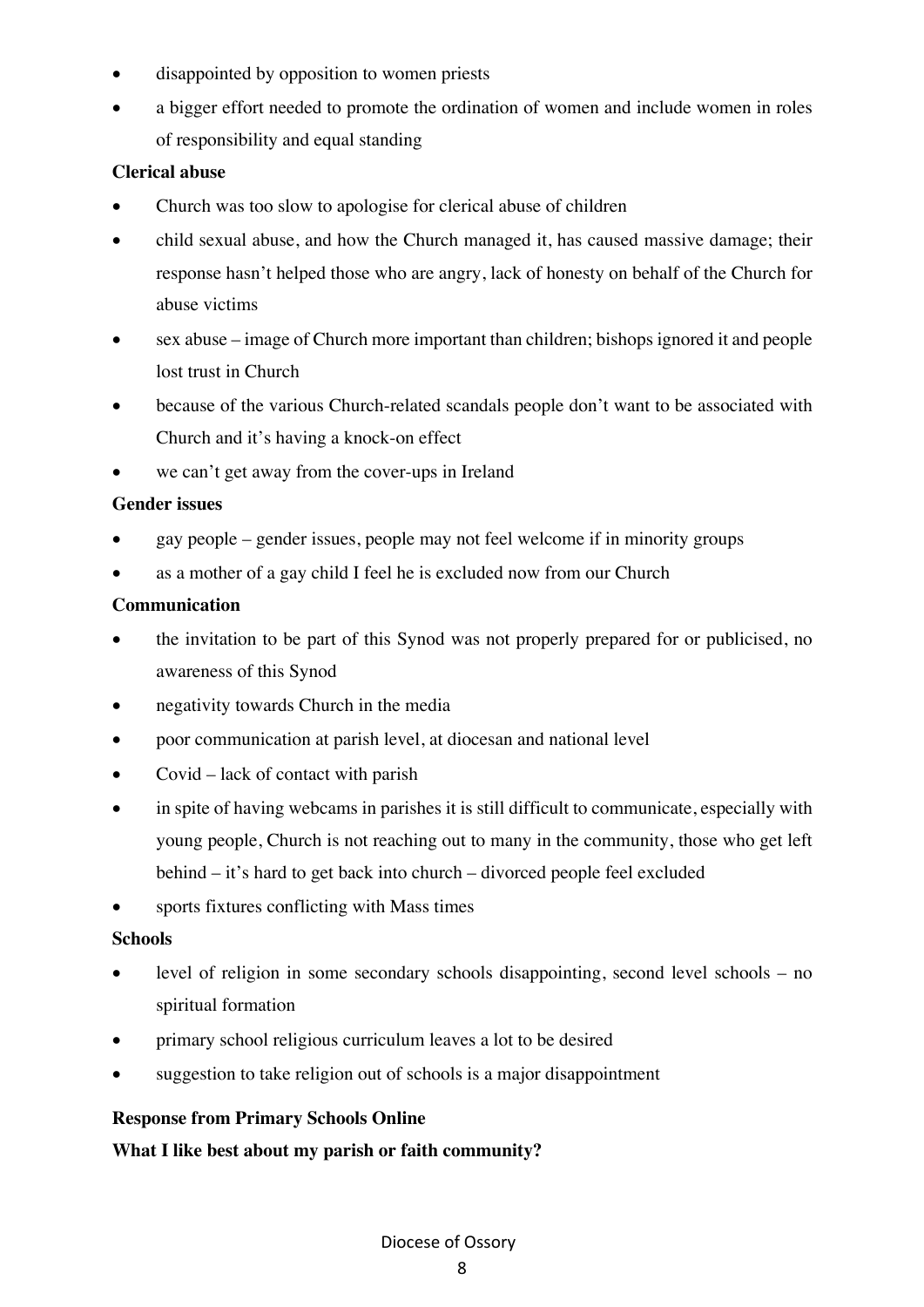- disappointed by opposition to women priests
- a bigger effort needed to promote the ordination of women and include women in roles of responsibility and equal standing

**Clerical abuse**

- Church was too slow to apologise for clerical abuse of children
- child sexual abuse, and how the Church managed it, has caused massive damage; their response hasn't helped those who are angry, lack of honesty on behalf of the Church for abuse victims
- sex abuse – image of Church more important than children; bishops ignored it and people lost trust in Church
- because of the various Church-related scandals people don't want to be associated with Church and it's having a knock-on effect
- we can't get away from the cover-ups in Ireland

**Gender issues**

- gay people – gender issues, people may not feel welcome if in minority groups
- as a mother of a gay child I feel he is excluded now from our Church

**Communication**

- the invitation to be part of this Synod was not properly prepared for or publicised, no awareness of this Synod
- negativity towards Church in the media
- poor communication at parish level, at diocesan and national level
- Covid – lack of contact with parish
- in spite of having webcams in parishes it is still difficult to communicate, especially with young people, Church is not reaching out to many in the community, those who get left behind – it's hard to get back into church – divorced people feel excluded
- sports fixtures conflicting with Mass times

**Schools**

- level of religion in some secondary schools disappointing, second level schools – no spiritual formation
- primary school religious curriculum leaves a lot to be desired
- suggestion to take religion out of schools is a major disappointment

**Response from Primary Schools Online**

**What I like best about my parish or faith community?**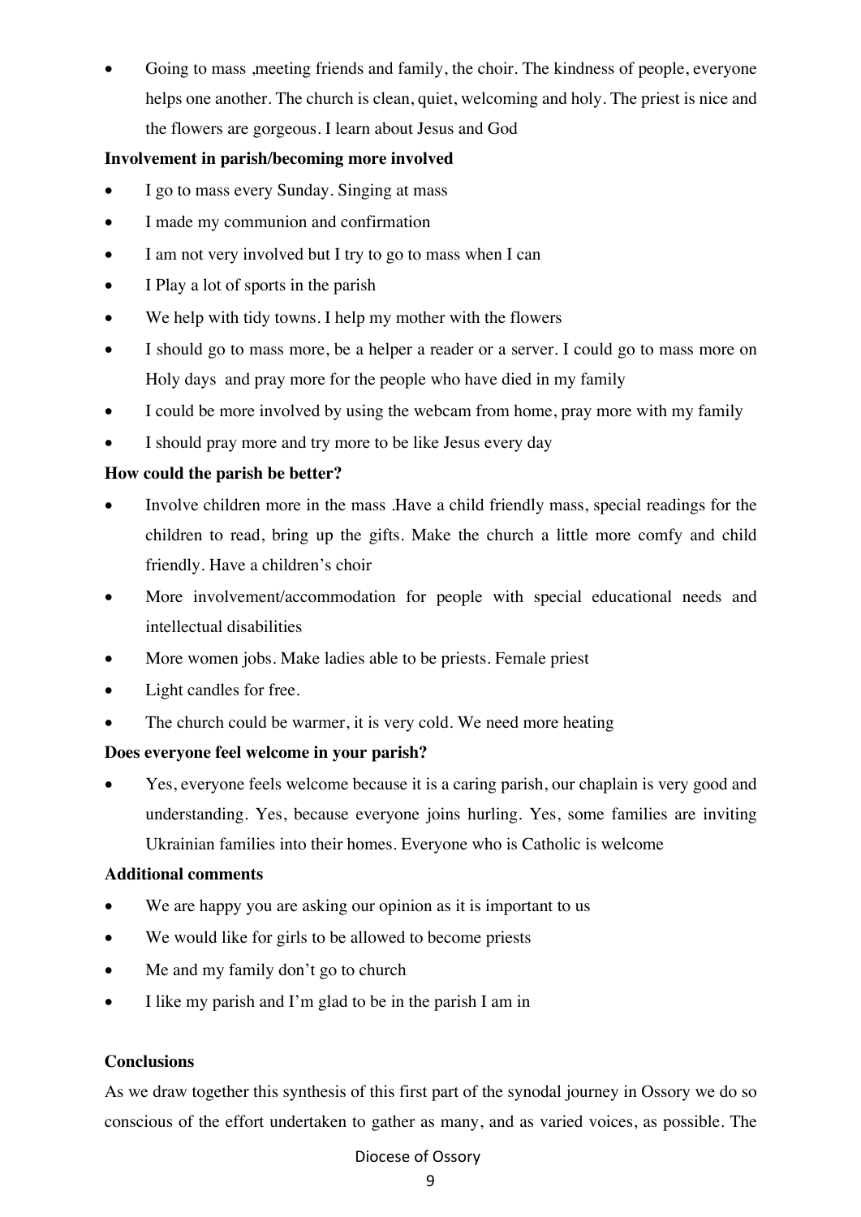- Going to mass ,meeting friends and family, the choir. The kindness of people, everyone helps one another. The church is clean, quiet, welcoming and holy. The priest is nice and the flowers are gorgeous. I learn about Jesus and God

**Involvement in parish/becoming more involved**

- I go to mass every Sunday. Singing at mass
- I made my communion and confirmation
- I am not very involved but I try to go to mass when I can
- I Play a lot of sports in the parish
- We help with tidy towns. I help my mother with the flowers
- I should go to mass more, be a helper a reader or a server. I could go to mass more on Holy days and pray more for the people who have died in my family
- I could be more involved by using the webcam from home, pray more with my family
- I should pray more and try more to be like Jesus every day

**How could the parish be better?**

- Involve children more in the mass .Have a child friendly mass, special readings for the children to read, bring up the gifts. Make the church a little more comfy and child friendly. Have a children's choir
- More involvement/accommodation for people with special educational needs and intellectual disabilities
- More women jobs. Make ladies able to be priests. Female priest
- Light candles for free.
- The church could be warmer, it is very cold. We need more heating

**Does everyone feel welcome in your parish?**

- Yes, everyone feels welcome because it is a caring parish, our chaplain is very good and understanding. Yes, because everyone joins hurling. Yes, some families are inviting Ukrainian families into their homes. Everyone who is Catholic is welcome

**Additional comments**

- We are happy you are asking our opinion as it is important to us
- We would like for girls to be allowed to become priests
- Me and my family don't go to church
- I like my parish and I'm glad to be in the parish I am in

**Conclusions**

As we draw together this synthesis of this first part of the synodal journey in Ossory we do so conscious of the effort undertaken to gather as many, and as varied voices, as possible. The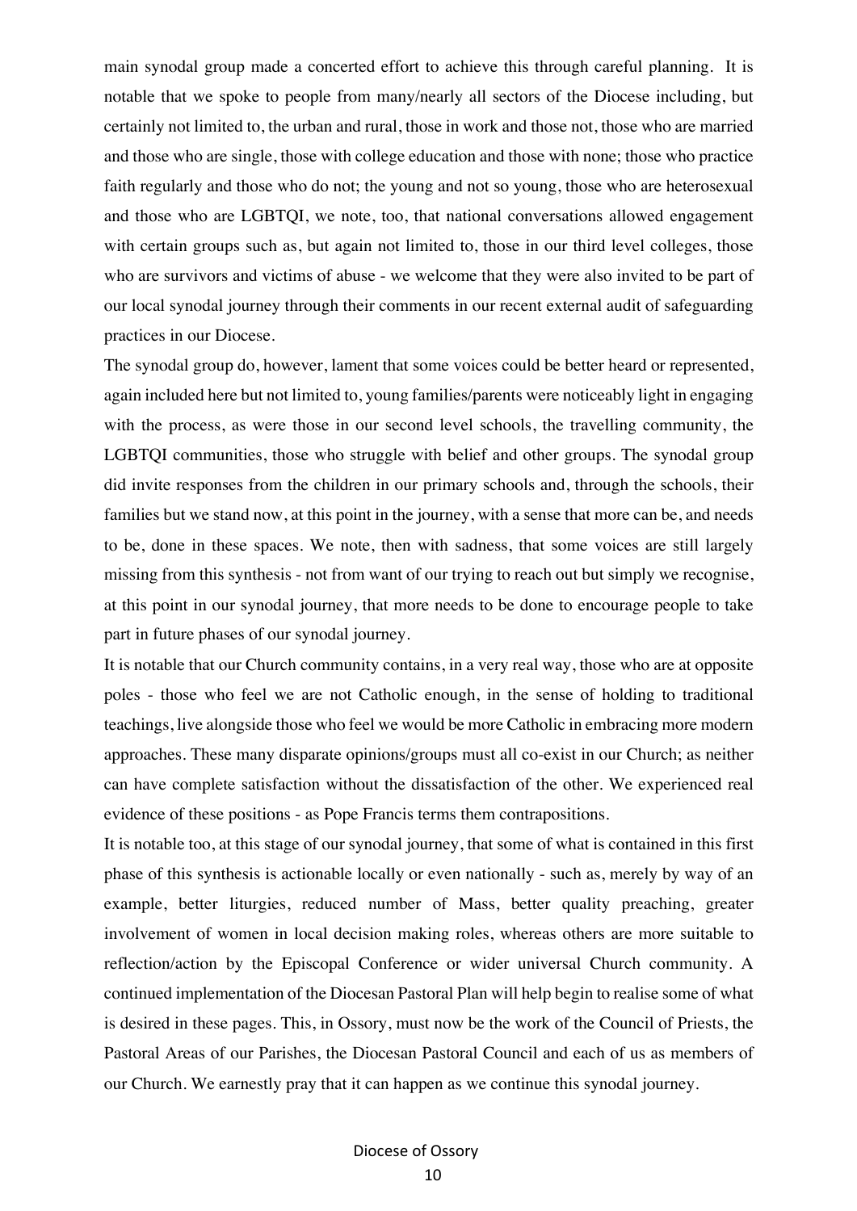main synodal group made a concerted effort to achieve this through careful planning. It is notable that we spoke to people from many/nearly all sectors of the Diocese including, but certainly not limited to, the urban and rural, those in work and those not, those who are married and those who are single, those with college education and those with none; those who practice faith regularly and those who do not; the young and not so young, those who are heterosexual and those who are LGBTQI, we note, too, that national conversations allowed engagement with certain groups such as, but again not limited to, those in our third level colleges, those who are survivors and victims of abuse - we welcome that they were also invited to be part of our local synodal journey through their comments in our recent external audit of safeguarding practices in our Diocese.

The synodal group do, however, lament that some voices could be better heard or represented, again included here but not limited to, young families/parents were noticeably light in engaging with the process, as were those in our second level schools, the travelling community, the LGBTQI communities, those who struggle with belief and other groups. The synodal group did invite responses from the children in our primary schools and, through the schools, their families but we stand now, at this point in the journey, with a sense that more can be, and needs to be, done in these spaces. We note, then with sadness, that some voices are still largely missing from this synthesis - not from want of our trying to reach out but simply we recognise, at this point in our synodal journey, that more needs to be done to encourage people to take part in future phases of our synodal journey.

It is notable that our Church community contains, in a very real way, those who are at opposite poles - those who feel we are not Catholic enough, in the sense of holding to traditional teachings, live alongside those who feel we would be more Catholic in embracing more modern approaches. These many disparate opinions/groups must all co-exist in our Church; as neither can have complete satisfaction without the dissatisfaction of the other. We experienced real evidence of these positions - as Pope Francis terms them contrapositions.

It is notable too, at this stage of our synodal journey, that some of what is contained in this first phase of this synthesis is actionable locally or even nationally - such as, merely by way of an example, better liturgies, reduced number of Mass, better quality preaching, greater involvement of women in local decision making roles, whereas others are more suitable to reflection/action by the Episcopal Conference or wider universal Church community. A continued implementation of the Diocesan Pastoral Plan will help begin to realise some of what is desired in these pages. This, in Ossory, must now be the work of the Council of Priests, the Pastoral Areas of our Parishes, the Diocesan Pastoral Council and each of us as members of our Church. We earnestly pray that it can happen as we continue this synodal journey.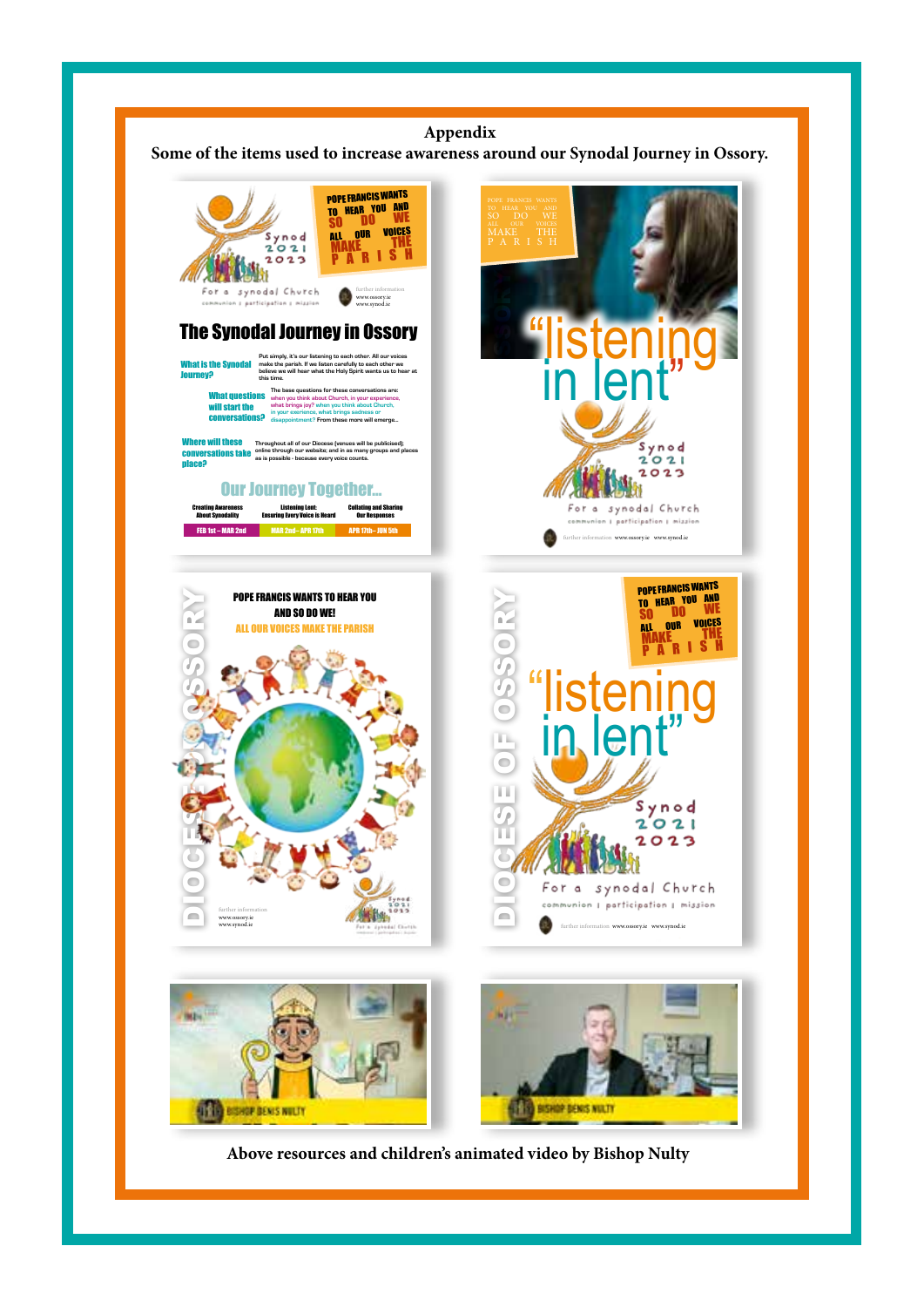## Appendix

**Some of the items used to increase awareness around our Synodal Journey in Ossory.**

**Above resources and children's animated video by Bishop Nulty**